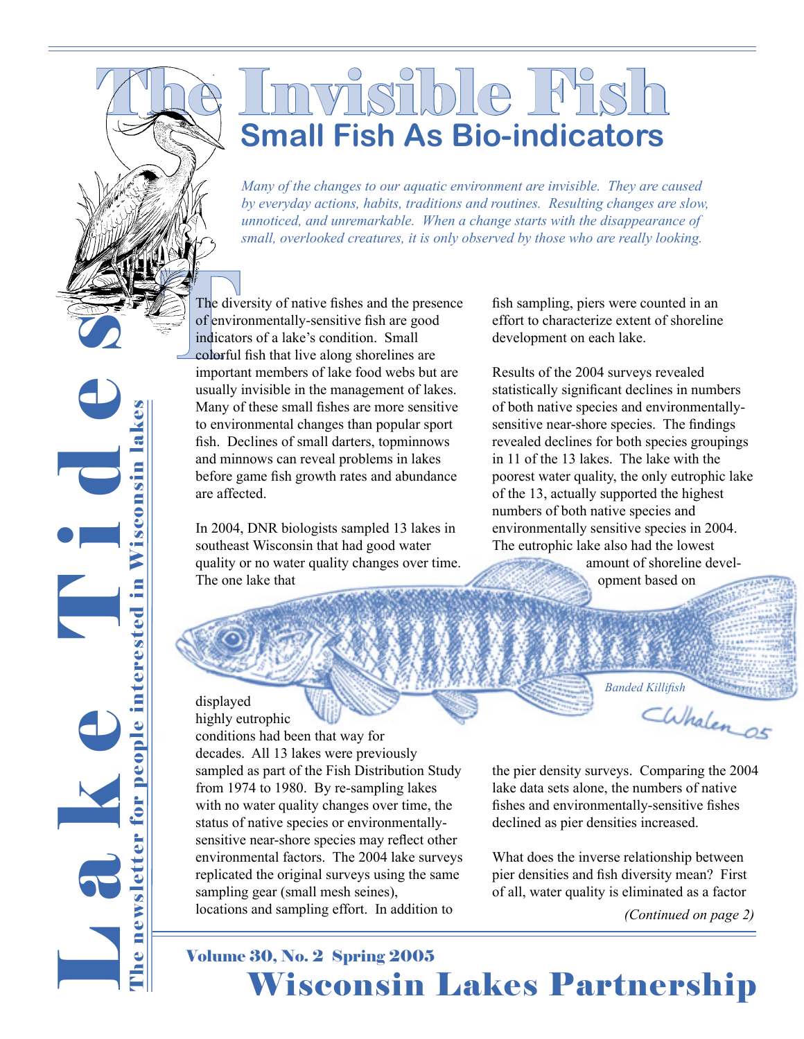# The Invisible Fish

## Small Fish As Bio-indicators

*Many of the changes to our aquatic environment are invisible. They are caused by everyday actions, habits, traditions and routines. Resulting changes are slow, unnoticed, and unremarkable. When a change starts with the disappearance of small, overlooked creatures, it is only observed by those who are really looking.*

The diversity of native fishes and the presence of environmentally-sensitive fish are good indicators of a lake's condition. Small colorful fish that live along shorelines are important members of lake food webs but are usually invisible in the management of lakes. Many of these small fishes are more sensitive to environmental changes than popular sport fish. Declines of small darters, topminnows and minnows can reveal problems in lakes before game fish growth rates and abundance are affected.

In 2004, DNR biologists sampled 13 lakes in southeast Wisconsin that had good water quality or no water quality changes over time. The one lake that displayed highly eutrophic conditions had been that way for decades. All 13 lakes were previously sampled as part of the Fish Distribution Study from 1974 to 1980. By re-sampling lakes with no water quality changes over time, the status of native species or environmentally-sensitive near-shore species may reflect other environmental factors. The 2004 lake surveys replicated the original surveys using the same sampling gear (small mesh seines), locations and sampling effort. In addition to fish sampling, piers were counted in an effort to characterize extent of shoreline development on each lake.

Results of the 2004 surveys revealed statistically significant declines in numbers of both native species and environmentally-sensitive near-shore species. The findings revealed declines for both species groupings in 11 of the 13 lakes. The lake with the poorest water quality, the only eutrophic lake of the 13, actually supported the highest numbers of both native species and environmentally sensitive species in 2004. The eutrophic lake also had the lowest amount of shoreline development based on the pier density surveys. Comparing the 2004 lake data sets alone, the numbers of native fishes and environmentally-sensitive fishes declined as pier densities increased.

*Banded Killifish*

What does the inverse relationship between pier densities and fish diversity mean? First of all, water quality is eliminated as a factor

*(Continued on page 2)*

**Lake Tides** — The newsletter for people interested in Wisconsin lakes

Volume 30, No. 2 Spring 2005

**Wisconsin Lakes Partnership**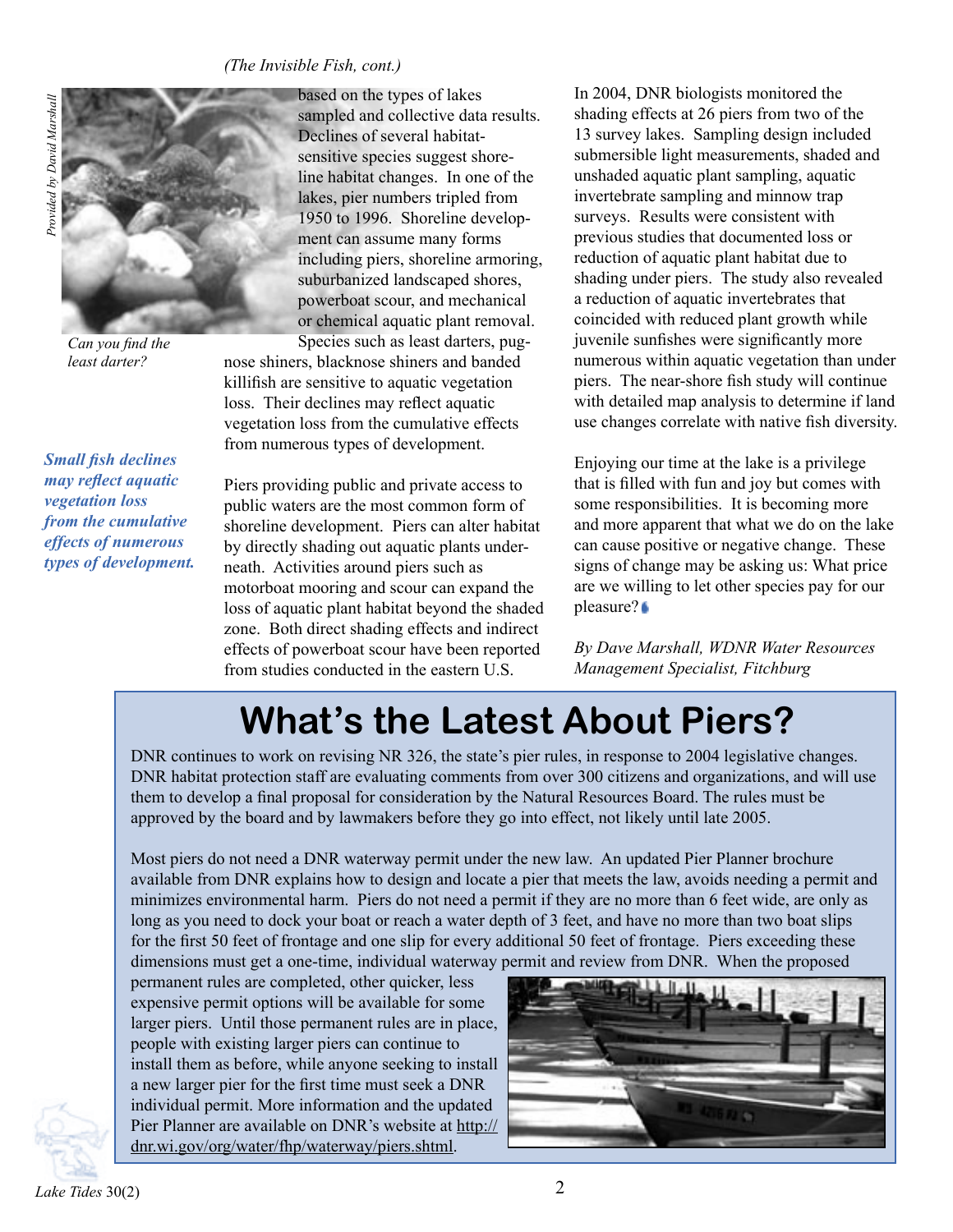*(The Invisible Fish, cont.)*

*Provided by David Marshall*

*Can you find the least darter?*

based on the types of lakes sampled and collective data results. Declines of several habitat-sensitive species suggest shoreline habitat changes. In one of the lakes, pier numbers tripled from 1950 to 1996. Shoreline development can assume many forms including piers, shoreline armoring, suburbanized landscaped shores, powerboat scour, and mechanical or chemical aquatic plant removal. Species such as least darters, pugnose shiners, blacknose shiners and banded killifish are sensitive to aquatic vegetation loss. Their declines may reflect aquatic vegetation loss from the cumulative effects from numerous types of development.

***Small fish declines may reflect aquatic vegetation loss from the cumulative effects of numerous types of development.***

Piers providing public and private access to public waters are the most common form of shoreline development. Piers can alter habitat by directly shading out aquatic plants underneath. Activities around piers such as motorboat mooring and scour can expand the loss of aquatic plant habitat beyond the shaded zone. Both direct shading effects and indirect effects of powerboat scour have been reported from studies conducted in the eastern U.S.

In 2004, DNR biologists monitored the shading effects at 26 piers from two of the 13 survey lakes. Sampling design included submersible light measurements, shaded and unshaded aquatic plant sampling, aquatic invertebrate sampling and minnow trap surveys. Results were consistent with previous studies that documented loss or reduction of aquatic plant habitat due to shading under piers. The study also revealed a reduction of aquatic invertebrates that coincided with reduced plant growth while juvenile sunfishes were significantly more numerous within aquatic vegetation than under piers. The near-shore fish study will continue with detailed map analysis to determine if land use changes correlate with native fish diversity.

Enjoying our time at the lake is a privilege that is filled with fun and joy but comes with some responsibilities. It is becoming more and more apparent that what we do on the lake can cause positive or negative change. These signs of change may be asking us: What price are we willing to let other species pay for our pleasure?

*By Dave Marshall, WDNR Water Resources Management Specialist, Fitchburg*

# What's the Latest About Piers?

DNR continues to work on revising NR 326, the state's pier rules, in response to 2004 legislative changes. DNR habitat protection staff are evaluating comments from over 300 citizens and organizations, and will use them to develop a final proposal for consideration by the Natural Resources Board. The rules must be approved by the board and by lawmakers before they go into effect, not likely until late 2005.

Most piers do not need a DNR waterway permit under the new law. An updated Pier Planner brochure available from DNR explains how to design and locate a pier that meets the law, avoids needing a permit and minimizes environmental harm. Piers do not need a permit if they are no more than 6 feet wide, are only as long as you need to dock your boat or reach a water depth of 3 feet, and have no more than two boat slips for the first 50 feet of frontage and one slip for every additional 50 feet of frontage. Piers exceeding these dimensions must get a one-time, individual waterway permit and review from DNR. When the proposed permanent rules are completed, other quicker, less expensive permit options will be available for some larger piers. Until those permanent rules are in place, people with existing larger piers can continue to install them as before, while anyone seeking to install a new larger pier for the first time must seek a DNR individual permit. More information and the updated Pier Planner are available on DNR's website at http://dnr.wi.gov/org/water/fhp/waterway/piers.shtml.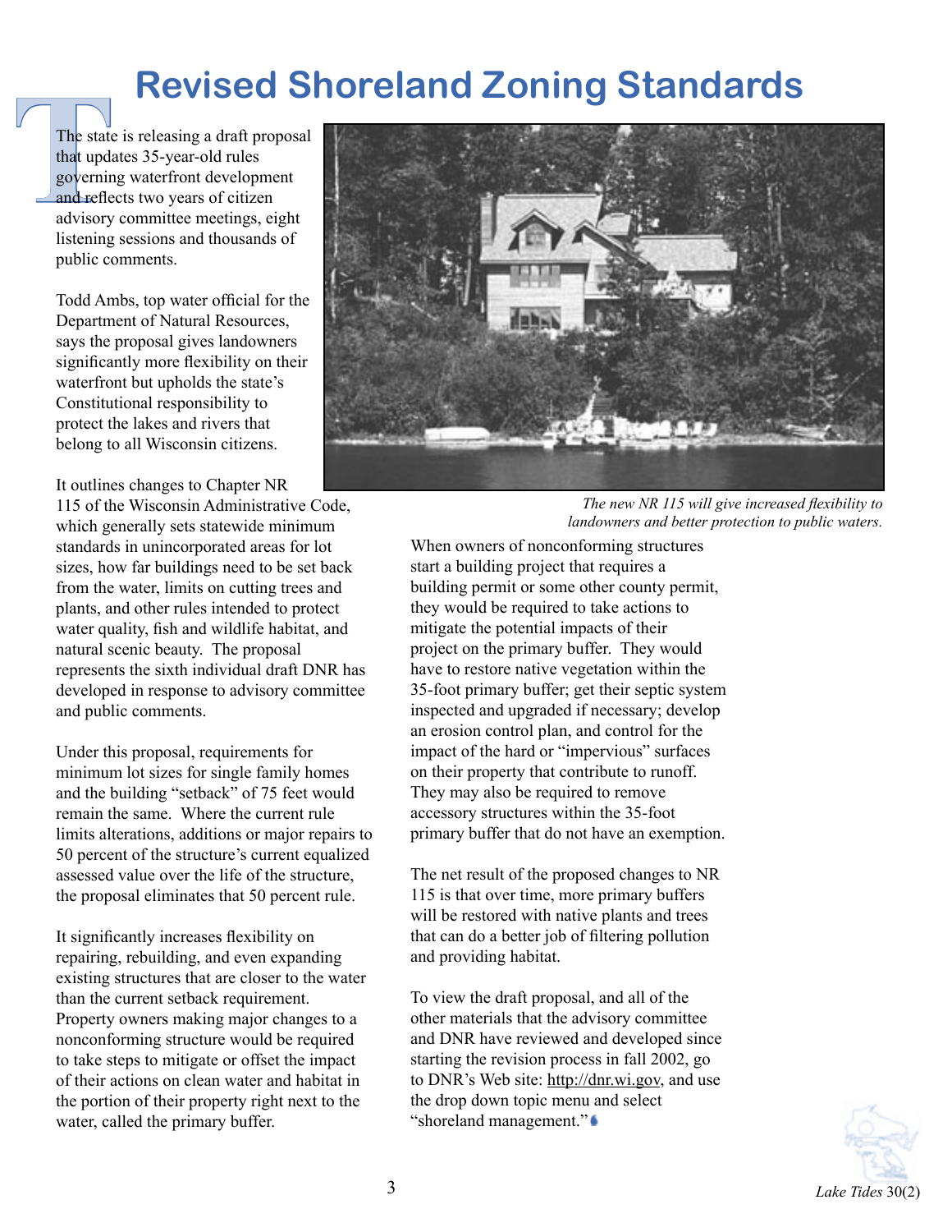# Revised Shoreland Zoning Standards

The state is releasing a draft proposal that updates 35-year-old rules governing waterfront development and reflects two years of citizen advisory committee meetings, eight listening sessions and thousands of public comments.

Todd Ambs, top water official for the Department of Natural Resources, says the proposal gives landowners significantly more flexibility on their waterfront but upholds the state's Constitutional responsibility to protect the lakes and rivers that belong to all Wisconsin citizens.

It outlines changes to Chapter NR 115 of the Wisconsin Administrative Code, which generally sets statewide minimum standards in unincorporated areas for lot sizes, how far buildings need to be set back from the water, limits on cutting trees and plants, and other rules intended to protect water quality, fish and wildlife habitat, and natural scenic beauty. The proposal represents the sixth individual draft DNR has developed in response to advisory committee and public comments.

Under this proposal, requirements for minimum lot sizes for single family homes and the building "setback" of 75 feet would remain the same. Where the current rule limits alterations, additions or major repairs to 50 percent of the structure's current equalized assessed value over the life of the structure, the proposal eliminates that 50 percent rule.

It significantly increases flexibility on repairing, rebuilding, and even expanding existing structures that are closer to the water than the current setback requirement. Property owners making major changes to a nonconforming structure would be required to take steps to mitigate or offset the impact of their actions on clean water and habitat in the portion of their property right next to the water, called the primary buffer.

*The new NR 115 will give increased flexibility to landowners and better protection to public waters.*

When owners of nonconforming structures start a building project that requires a building permit or some other county permit, they would be required to take actions to mitigate the potential impacts of their project on the primary buffer. They would have to restore native vegetation within the 35-foot primary buffer; get their septic system inspected and upgraded if necessary; develop an erosion control plan, and control for the impact of the hard or "impervious" surfaces on their property that contribute to runoff. They may also be required to remove accessory structures within the 35-foot primary buffer that do not have an exemption.

The net result of the proposed changes to NR 115 is that over time, more primary buffers will be restored with native plants and trees that can do a better job of filtering pollution and providing habitat.

To view the draft proposal, and all of the other materials that the advisory committee and DNR have reviewed and developed since starting the revision process in fall 2002, go to DNR's Web site: http://dnr.wi.gov, and use the drop down topic menu and select "shoreland management."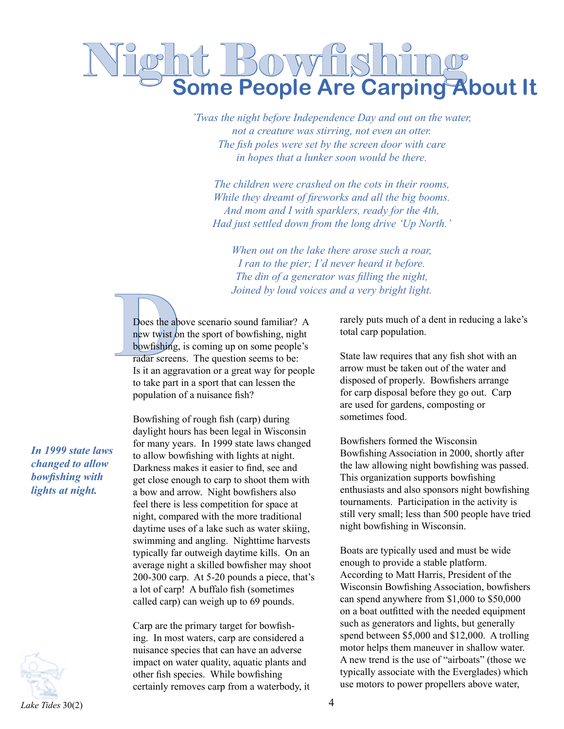# Night Bowfishing

## Some People Are Carping About It

*'Twas the night before Independence Day and out on the water,*
*not a creature was stirring, not even an otter.*
*The fish poles were set by the screen door with care*
*in hopes that a lunker soon would be there.*

*The children were crashed on the cots in their rooms,*
*While they dreamt of fireworks and all the big booms.*
*And mom and I with sparklers, ready for the 4th,*
*Had just settled down from the long drive 'Up North.'*

*When out on the lake there arose such a roar,*
*I ran to the pier; I'd never heard it before.*
*The din of a generator was filling the night,*
*Joined by loud voices and a very bright light.*

Does the above scenario sound familiar? A new twist on the sport of bowfishing, night bowfishing, is coming up on some people's radar screens. The question seems to be: Is it an aggravation or a great way for people to take part in a sport that can lessen the population of a nuisance fish?

***In 1999 state laws changed to allow bowfishing with lights at night.***

Bowfishing of rough fish (carp) during daylight hours has been legal in Wisconsin for many years. In 1999 state laws changed to allow bowfishing with lights at night. Darkness makes it easier to find, see and get close enough to carp to shoot them with a bow and arrow. Night bowfishers also feel there is less competition for space at night, compared with the more traditional daytime uses of a lake such as water skiing, swimming and angling. Nighttime harvests typically far outweigh daytime kills. On an average night a skilled bowfisher may shoot 200-300 carp. At 5-20 pounds a piece, that's a lot of carp! A buffalo fish (sometimes called carp) can weigh up to 69 pounds.

Carp are the primary target for bowfishing. In most waters, carp are considered a nuisance species that can have an adverse impact on water quality, aquatic plants and other fish species. While bowfishing certainly removes carp from a waterbody, it rarely puts much of a dent in reducing a lake's total carp population.

State law requires that any fish shot with an arrow must be taken out of the water and disposed of properly. Bowfishers arrange for carp disposal before they go out. Carp are used for gardens, composting or sometimes food.

Bowfishers formed the Wisconsin Bowfishing Association in 2000, shortly after the law allowing night bowfishing was passed. This organization supports bowfishing enthusiasts and also sponsors night bowfishing tournaments. Participation in the activity is still very small; less than 500 people have tried night bowfishing in Wisconsin.

Boats are typically used and must be wide enough to provide a stable platform. According to Matt Harris, President of the Wisconsin Bowfishing Association, bowfishers can spend anywhere from $1,000 to $50,000 on a boat outfitted with the needed equipment such as generators and lights, but generally spend between $5,000 and $12,000. A trolling motor helps them maneuver in shallow water. A new trend is the use of "airboats" (those we typically associate with the Everglades) which use motors to power propellers above water,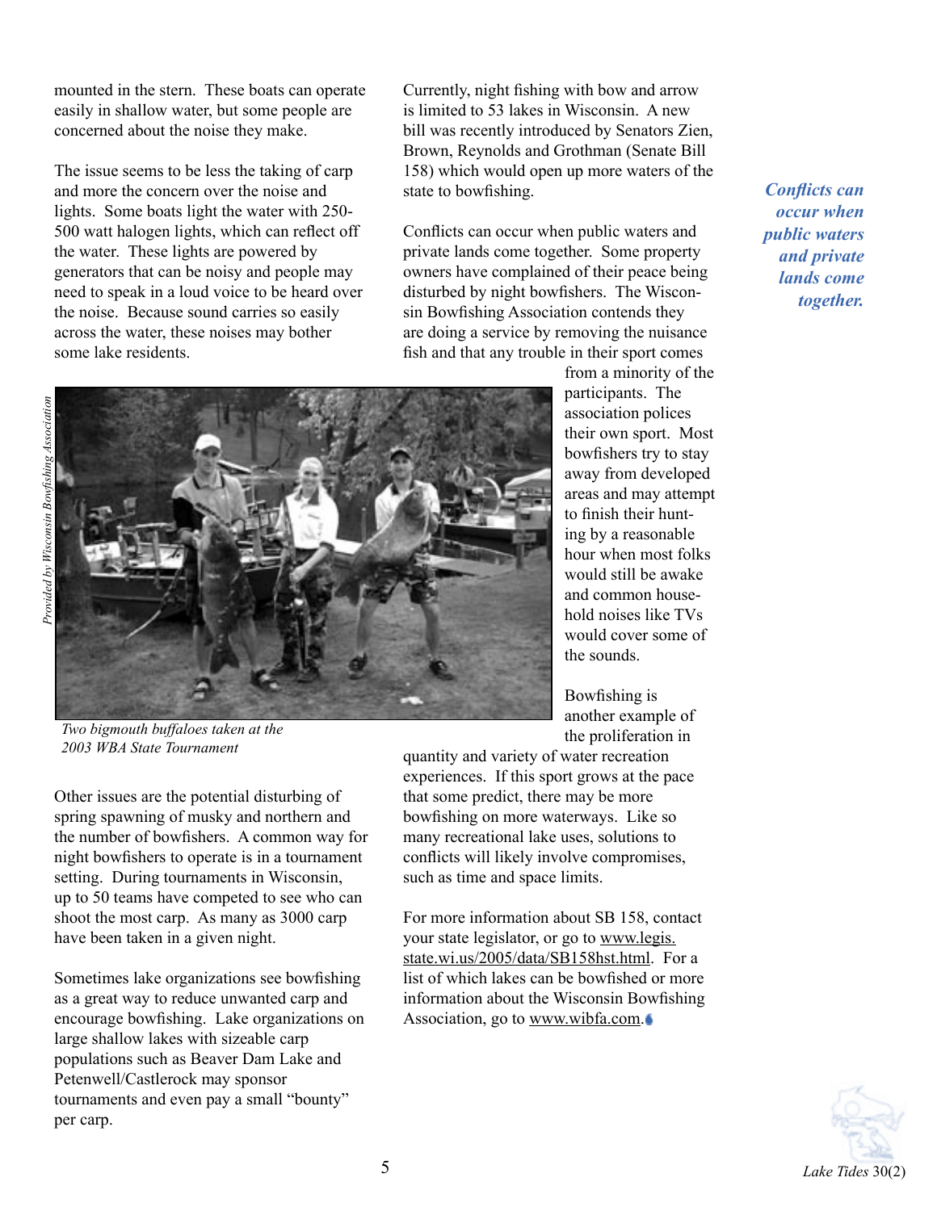mounted in the stern. These boats can operate easily in shallow water, but some people are concerned about the noise they make.

The issue seems to be less the taking of carp and more the concern over the noise and lights. Some boats light the water with 250-500 watt halogen lights, which can reflect off the water. These lights are powered by generators that can be noisy and people may need to speak in a loud voice to be heard over the noise. Because sound carries so easily across the water, these noises may bother some lake residents.

*Provided by Wisconsin Bowfishing Association*

*Two bigmouth buffaloes taken at the 2003 WBA State Tournament*

Other issues are the potential disturbing of spring spawning of musky and northern and the number of bowfishers. A common way for night bowfishers to operate is in a tournament setting. During tournaments in Wisconsin, up to 50 teams have competed to see who can shoot the most carp. As many as 3000 carp have been taken in a given night.

Sometimes lake organizations see bowfishing as a great way to reduce unwanted carp and encourage bowfishing. Lake organizations on large shallow lakes with sizeable carp populations such as Beaver Dam Lake and Petenwell/Castlerock may sponsor tournaments and even pay a small "bounty" per carp.

Currently, night fishing with bow and arrow is limited to 53 lakes in Wisconsin. A new bill was recently introduced by Senators Zien, Brown, Reynolds and Grothman (Senate Bill 158) which would open up more waters of the state to bowfishing.

***Conflicts can occur when public waters and private lands come together.***

Conflicts can occur when public waters and private lands come together. Some property owners have complained of their peace being disturbed by night bowfishers. The Wisconsin Bowfishing Association contends they are doing a service by removing the nuisance fish and that any trouble in their sport comes from a minority of the participants. The association polices their own sport. Most bowfishers try to stay away from developed areas and may attempt to finish their hunting by a reasonable hour when most folks would still be awake and common household noises like TVs would cover some of the sounds.

Bowfishing is another example of the proliferation in quantity and variety of water recreation experiences. If this sport grows at the pace that some predict, there may be more bowfishing on more waterways. Like so many recreational lake uses, solutions to conflicts will likely involve compromises, such as time and space limits.

For more information about SB 158, contact your state legislator, or go to www.legis.state.wi.us/2005/data/SB158hst.html. For a list of which lakes can be bowfished or more information about the Wisconsin Bowfishing Association, go to www.wibfa.com.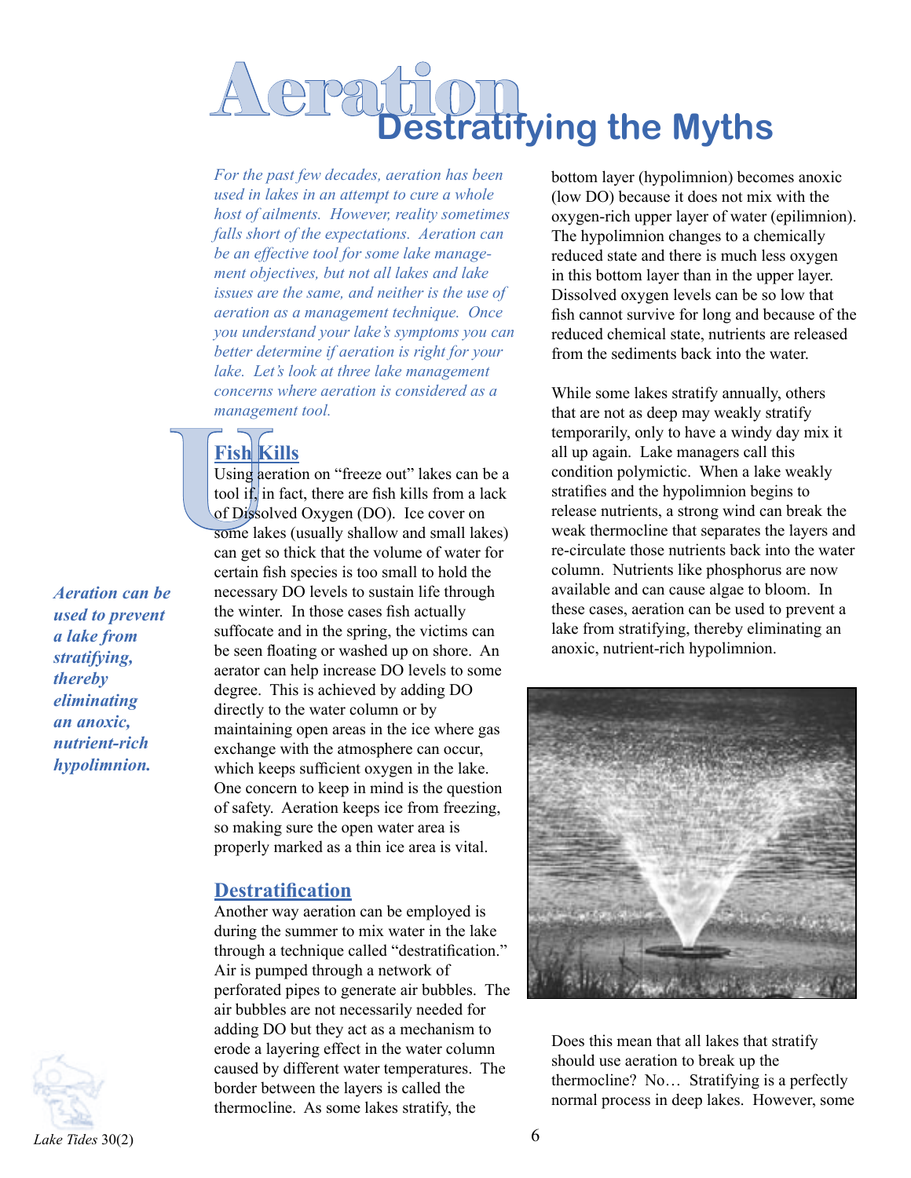# Aeration Destratifying the Myths

*For the past few decades, aeration has been used in lakes in an attempt to cure a whole host of ailments. However, reality sometimes falls short of the expectations. Aeration can be an effective tool for some lake management objectives, but not all lakes and lake issues are the same, and neither is the use of aeration as a management technique. Once you understand your lake's symptoms you can better determine if aeration is right for your lake. Let's look at three lake management concerns where aeration is considered as a management tool.*

## Fish Kills

Using aeration on "freeze out" lakes can be a tool if, in fact, there are fish kills from a lack of Dissolved Oxygen (DO). Ice cover on some lakes (usually shallow and small lakes) can get so thick that the volume of water for certain fish species is too small to hold the necessary DO levels to sustain life through the winter. In those cases fish actually suffocate and in the spring, the victims can be seen floating or washed up on shore. An aerator can help increase DO levels to some degree. This is achieved by adding DO directly to the water column or by maintaining open areas in the ice where gas exchange with the atmosphere can occur, which keeps sufficient oxygen in the lake. One concern to keep in mind is the question of safety. Aeration keeps ice from freezing, so making sure the open water area is properly marked as a thin ice area is vital.

***Aeration can be used to prevent a lake from stratifying, thereby eliminating an anoxic, nutrient-rich hypolimnion.***

## Destratification

Another way aeration can be employed is during the summer to mix water in the lake through a technique called "destratification." Air is pumped through a network of perforated pipes to generate air bubbles. The air bubbles are not necessarily needed for adding DO but they act as a mechanism to erode a layering effect in the water column caused by different water temperatures. The border between the layers is called the thermocline. As some lakes stratify, the bottom layer (hypolimnion) becomes anoxic (low DO) because it does not mix with the oxygen-rich upper layer of water (epilimnion). The hypolimnion changes to a chemically reduced state and there is much less oxygen in this bottom layer than in the upper layer. Dissolved oxygen levels can be so low that fish cannot survive for long and because of the reduced chemical state, nutrients are released from the sediments back into the water.

While some lakes stratify annually, others that are not as deep may weakly stratify temporarily, only to have a windy day mix it all up again. Lake managers call this condition polymictic. When a lake weakly stratifies and the hypolimnion begins to release nutrients, a strong wind can break the weak thermocline that separates the layers and re-circulate those nutrients back into the water column. Nutrients like phosphorus are now available and can cause algae to bloom. In these cases, aeration can be used to prevent a lake from stratifying, thereby eliminating an anoxic, nutrient-rich hypolimnion.

Does this mean that all lakes that stratify should use aeration to break up the thermocline? No… Stratifying is a perfectly normal process in deep lakes. However, some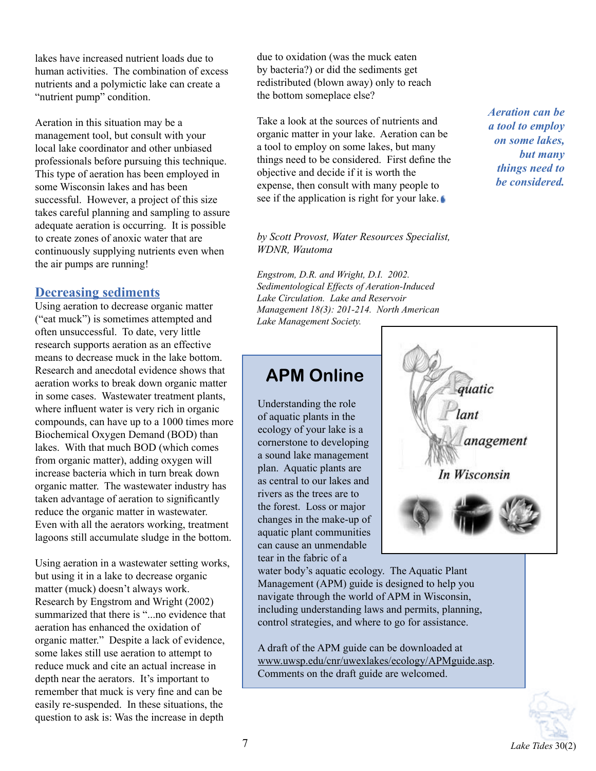lakes have increased nutrient loads due to human activities. The combination of excess nutrients and a polymictic lake can create a "nutrient pump" condition.

Aeration in this situation may be a management tool, but consult with your local lake coordinator and other unbiased professionals before pursuing this technique. This type of aeration has been employed in some Wisconsin lakes and has been successful. However, a project of this size takes careful planning and sampling to assure adequate aeration is occurring. It is possible to create zones of anoxic water that are continuously supplying nutrients even when the air pumps are running!

## Decreasing sediments

Using aeration to decrease organic matter ("eat muck") is sometimes attempted and often unsuccessful. To date, very little research supports aeration as an effective means to decrease muck in the lake bottom. Research and anecdotal evidence shows that aeration works to break down organic matter in some cases. Wastewater treatment plants, where influent water is very rich in organic compounds, can have up to a 1000 times more Biochemical Oxygen Demand (BOD) than lakes. With that much BOD (which comes from organic matter), adding oxygen will increase bacteria which in turn break down organic matter. The wastewater industry has taken advantage of aeration to significantly reduce the organic matter in wastewater. Even with all the aerators working, treatment lagoons still accumulate sludge in the bottom.

Using aeration in a wastewater setting works, but using it in a lake to decrease organic matter (muck) doesn't always work. Research by Engstrom and Wright (2002) summarized that there is "...no evidence that aeration has enhanced the oxidation of organic matter." Despite a lack of evidence, some lakes still use aeration to attempt to reduce muck and cite an actual increase in depth near the aerators. It's important to remember that muck is very fine and can be easily re-suspended. In these situations, the question to ask is: Was the increase in depth due to oxidation (was the muck eaten by bacteria?) or did the sediments get redistributed (blown away) only to reach the bottom someplace else?

Take a look at the sources of nutrients and organic matter in your lake. Aeration can be a tool to employ on some lakes, but many things need to be considered. First define the objective and decide if it is worth the expense, then consult with many people to see if the application is right for your lake.

*Aeration can be a tool to employ on some lakes, but many things need to be considered.*

*by Scott Provost, Water Resources Specialist, WDNR, Wautoma*

*Engstrom, D.R. and Wright, D.I. 2002. Sedimentological Effects of Aeration-Induced Lake Circulation. Lake and Reservoir Management 18(3): 201-214. North American Lake Management Society.*

## APM Online

Understanding the role of aquatic plants in the ecology of your lake is a cornerstone to developing a sound lake management plan. Aquatic plants are as central to our lakes and rivers as the trees are to the forest. Loss or major changes in the make-up of aquatic plant communities can cause an unmendable tear in the fabric of a water body's aquatic ecology. The Aquatic Plant Management (APM) guide is designed to help you navigate through the world of APM in Wisconsin, including understanding laws and permits, planning, control strategies, and where to go for assistance.

A draft of the APM guide can be downloaded at www.uwsp.edu/cnr/uwexlakes/ecology/APMguide.asp. Comments on the draft guide are welcomed.

Aquatic Plant Management In Wisconsin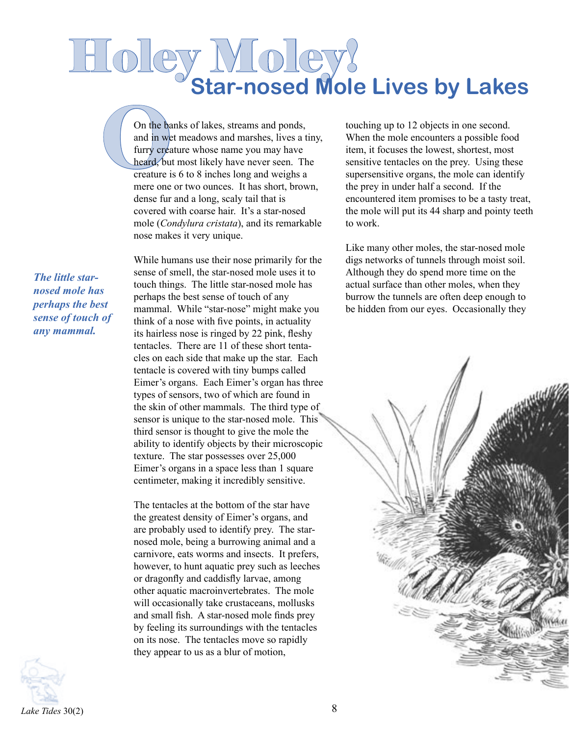# Holey Moley!

## Star-nosed Mole Lives by Lakes

On the banks of lakes, streams and ponds, and in wet meadows and marshes, lives a tiny, furry creature whose name you may have heard, but most likely have never seen. The creature is 6 to 8 inches long and weighs a mere one or two ounces. It has short, brown, dense fur and a long, scaly tail that is covered with coarse hair. It's a star-nosed mole (*Condylura cristata*), and its remarkable nose makes it very unique.

*The little star-nosed mole has perhaps the best sense of touch of any mammal.*

While humans use their nose primarily for the sense of smell, the star-nosed mole uses it to touch things. The little star-nosed mole has perhaps the best sense of touch of any mammal. While "star-nose" might make you think of a nose with five points, in actuality its hairless nose is ringed by 22 pink, fleshy tentacles. There are 11 of these short tentacles on each side that make up the star. Each tentacle is covered with tiny bumps called Eimer's organs. Each Eimer's organ has three types of sensors, two of which are found in the skin of other mammals. The third type of sensor is unique to the star-nosed mole. This third sensor is thought to give the mole the ability to identify objects by their microscopic texture. The star possesses over 25,000 Eimer's organs in a space less than 1 square centimeter, making it incredibly sensitive.

The tentacles at the bottom of the star have the greatest density of Eimer's organs, and are probably used to identify prey. The star-nosed mole, being a burrowing animal and a carnivore, eats worms and insects. It prefers, however, to hunt aquatic prey such as leeches or dragonfly and caddisfly larvae, among other aquatic macroinvertebrates. The mole will occasionally take crustaceans, mollusks and small fish. A star-nosed mole finds prey by feeling its surroundings with the tentacles on its nose. The tentacles move so rapidly they appear to us as a blur of motion, touching up to 12 objects in one second. When the mole encounters a possible food item, it focuses the lowest, shortest, most sensitive tentacles on the prey. Using these supersensitive organs, the mole can identify the prey in under half a second. If the encountered item promises to be a tasty treat, the mole will put its 44 sharp and pointy teeth to work.

Like many other moles, the star-nosed mole digs networks of tunnels through moist soil. Although they do spend more time on the actual surface than other moles, when they burrow the tunnels are often deep enough to be hidden from our eyes. Occasionally they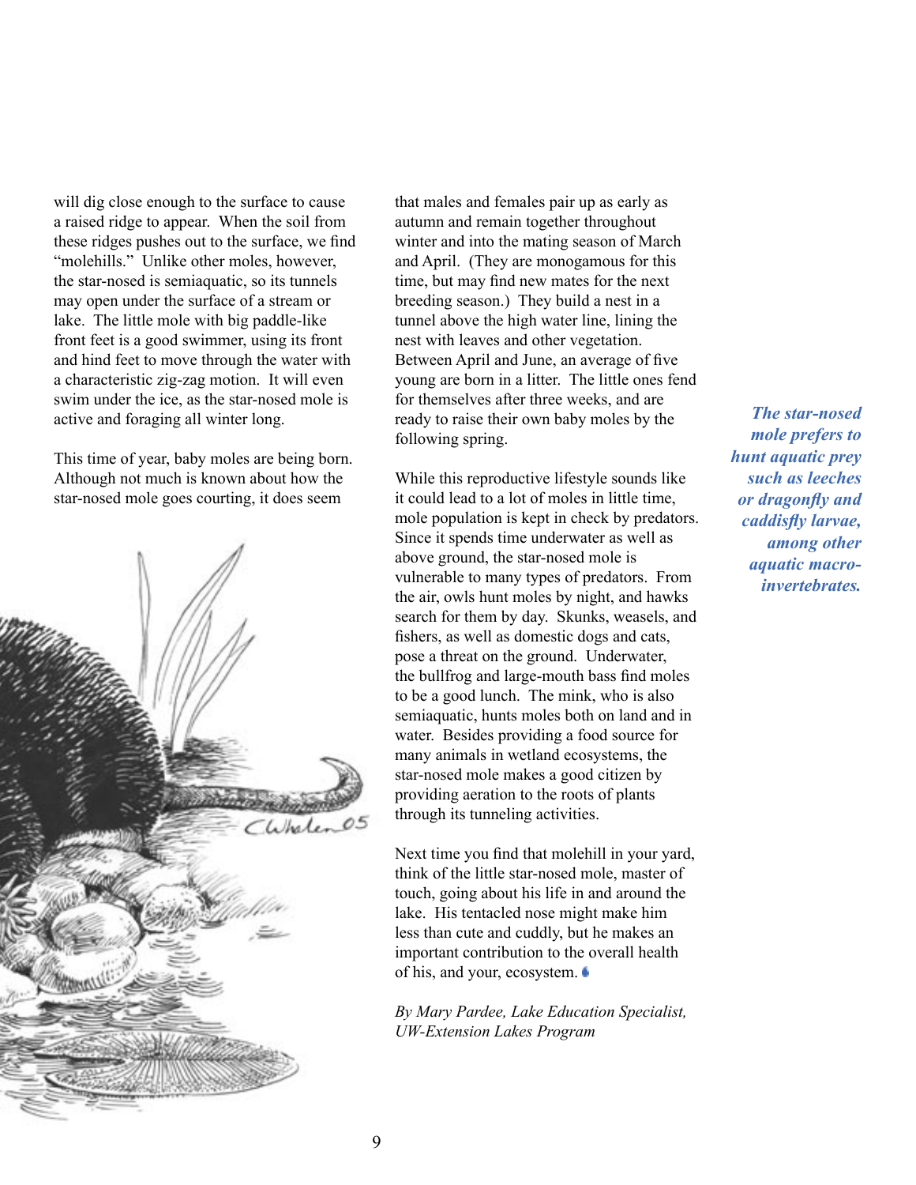will dig close enough to the surface to cause a raised ridge to appear. When the soil from these ridges pushes out to the surface, we find "molehills." Unlike other moles, however, the star-nosed is semiaquatic, so its tunnels may open under the surface of a stream or lake. The little mole with big paddle-like front feet is a good swimmer, using its front and hind feet to move through the water with a characteristic zig-zag motion. It will even swim under the ice, as the star-nosed mole is active and foraging all winter long.

This time of year, baby moles are being born. Although not much is known about how the star-nosed mole goes courting, it does seem that males and females pair up as early as autumn and remain together throughout winter and into the mating season of March and April. (They are monogamous for this time, but may find new mates for the next breeding season.) They build a nest in a tunnel above the high water line, lining the nest with leaves and other vegetation. Between April and June, an average of five young are born in a litter. The little ones fend for themselves after three weeks, and are ready to raise their own baby moles by the following spring.

***The star-nosed mole prefers to hunt aquatic prey such as leeches or dragonfly and caddisfly larvae, among other aquatic macro-invertebrates.***

While this reproductive lifestyle sounds like it could lead to a lot of moles in little time, mole population is kept in check by predators. Since it spends time underwater as well as above ground, the star-nosed mole is vulnerable to many types of predators. From the air, owls hunt moles by night, and hawks search for them by day. Skunks, weasels, and fishers, as well as domestic dogs and cats, pose a threat on the ground. Underwater, the bullfrog and large-mouth bass find moles to be a good lunch. The mink, who is also semiaquatic, hunts moles both on land and in water. Besides providing a food source for many animals in wetland ecosystems, the star-nosed mole makes a good citizen by providing aeration to the roots of plants through its tunneling activities.

Next time you find that molehill in your yard, think of the little star-nosed mole, master of touch, going about his life in and around the lake. His tentacled nose might make him less than cute and cuddly, but he makes an important contribution to the overall health of his, and your, ecosystem.

*By Mary Pardee, Lake Education Specialist, UW-Extension Lakes Program*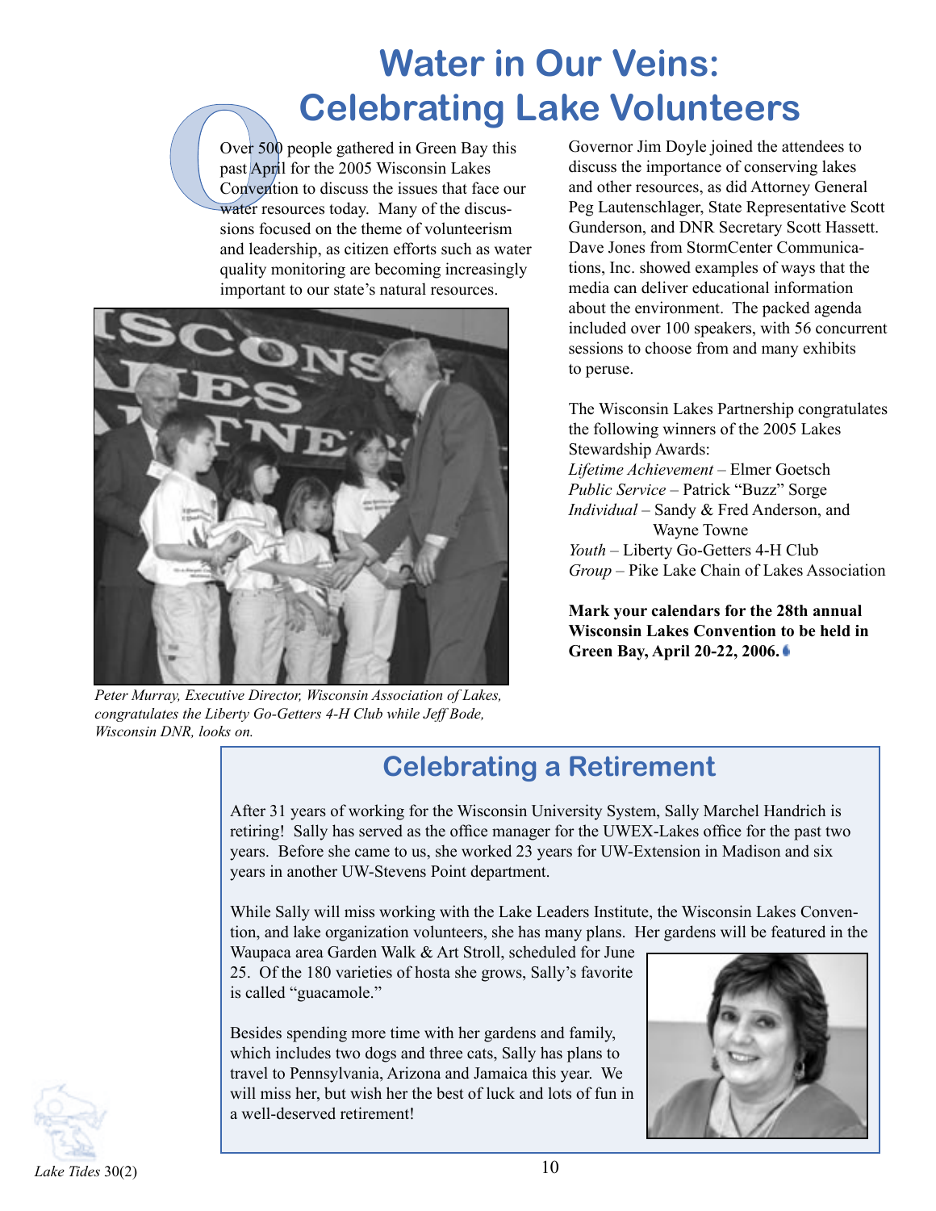# Water in Our Veins: Celebrating Lake Volunteers

Over 500 people gathered in Green Bay this past April for the 2005 Wisconsin Lakes Convention to discuss the issues that face our water resources today. Many of the discussions focused on the theme of volunteerism and leadership, as citizen efforts such as water quality monitoring are becoming increasingly important to our state's natural resources.

*Peter Murray, Executive Director, Wisconsin Association of Lakes, congratulates the Liberty Go-Getters 4-H Club while Jeff Bode, Wisconsin DNR, looks on.*

Governor Jim Doyle joined the attendees to discuss the importance of conserving lakes and other resources, as did Attorney General Peg Lautenschlager, State Representative Scott Gunderson, and DNR Secretary Scott Hassett. Dave Jones from StormCenter Communications, Inc. showed examples of ways that the media can deliver educational information about the environment. The packed agenda included over 100 speakers, with 56 concurrent sessions to choose from and many exhibits to peruse.

The Wisconsin Lakes Partnership congratulates the following winners of the 2005 Lakes Stewardship Awards:

*Lifetime Achievement* – Elmer Goetsch
*Public Service* – Patrick "Buzz" Sorge
*Individual* – Sandy & Fred Anderson, and Wayne Towne
*Youth* – Liberty Go-Getters 4-H Club
*Group* – Pike Lake Chain of Lakes Association

**Mark your calendars for the 28th annual Wisconsin Lakes Convention to be held in Green Bay, April 20-22, 2006.**

## Celebrating a Retirement

After 31 years of working for the Wisconsin University System, Sally Marchel Handrich is retiring! Sally has served as the office manager for the UWEX-Lakes office for the past two years. Before she came to us, she worked 23 years for UW-Extension in Madison and six years in another UW-Stevens Point department.

While Sally will miss working with the Lake Leaders Institute, the Wisconsin Lakes Convention, and lake organization volunteers, she has many plans. Her gardens will be featured in the Waupaca area Garden Walk & Art Stroll, scheduled for June 25. Of the 180 varieties of hosta she grows, Sally's favorite is called "guacamole."

Besides spending more time with her gardens and family, which includes two dogs and three cats, Sally has plans to travel to Pennsylvania, Arizona and Jamaica this year. We will miss her, but wish her the best of luck and lots of fun in a well-deserved retirement!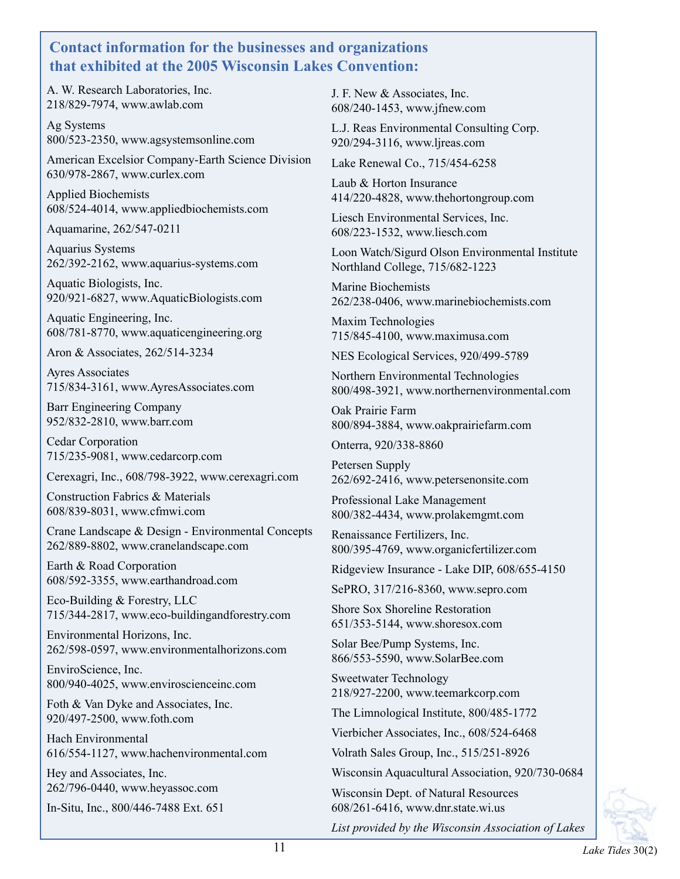## Contact information for the businesses and organizations that exhibited at the 2005 Wisconsin Lakes Convention:

A. W. Research Laboratories, Inc.
218/829-7974, www.awlab.com

Ag Systems
800/523-2350, www.agsystemsonline.com

American Excelsior Company-Earth Science Division
630/978-2867, www.curlex.com

Applied Biochemists
608/524-4014, www.appliedbiochemists.com

Aquamarine, 262/547-0211

Aquarius Systems
262/392-2162, www.aquarius-systems.com

Aquatic Biologists, Inc.
920/921-6827, www.AquaticBiologists.com

Aquatic Engineering, Inc.
608/781-8770, www.aquaticengineering.org

Aron & Associates, 262/514-3234

Ayres Associates
715/834-3161, www.AyresAssociates.com

Barr Engineering Company
952/832-2810, www.barr.com

Cedar Corporation
715/235-9081, www.cedarcorp.com

Cerexagri, Inc., 608/798-3922, www.cerexagri.com

Construction Fabrics & Materials
608/839-8031, www.cfmwi.com

Crane Landscape & Design - Environmental Concepts
262/889-8802, www.cranelandscape.com

Earth & Road Corporation
608/592-3355, www.earthandroad.com

Eco-Building & Forestry, LLC
715/344-2817, www.eco-buildingandforestry.com

Environmental Horizons, Inc.
262/598-0597, www.environmentalhorizons.com

EnviroScience, Inc.
800/940-4025, www.enviroscienceinc.com

Foth & Van Dyke and Associates, Inc.
920/497-2500, www.foth.com

Hach Environmental
616/554-1127, www.hachenvironmental.com

Hey and Associates, Inc.
262/796-0440, www.heyassoc.com

In-Situ, Inc., 800/446-7488 Ext. 651

J. F. New & Associates, Inc.
608/240-1453, www.jfnew.com

L.J. Reas Environmental Consulting Corp.
920/294-3116, www.ljreas.com

Lake Renewal Co., 715/454-6258

Laub & Horton Insurance
414/220-4828, www.thehortongroup.com

Liesch Environmental Services, Inc.
608/223-1532, www.liesch.com

Loon Watch/Sigurd Olson Environmental Institute
Northland College, 715/682-1223

Marine Biochemists
262/238-0406, www.marinebiochemists.com

Maxim Technologies
715/845-4100, www.maximusa.com

NES Ecological Services, 920/499-5789

Northern Environmental Technologies
800/498-3921, www.northernenvironmental.com

Oak Prairie Farm
800/894-3884, www.oakprairiefarm.com

Onterra, 920/338-8860

Petersen Supply
262/692-2416, www.petersenonsite.com

Professional Lake Management
800/382-4434, www.prolakemgmt.com

Renaissance Fertilizers, Inc.
800/395-4769, www.organicfertilizer.com

Ridgeview Insurance - Lake DIP, 608/655-4150

SePRO, 317/216-8360, www.sepro.com

Shore Sox Shoreline Restoration
651/353-5144, www.shoresox.com

Solar Bee/Pump Systems, Inc.
866/553-5590, www.SolarBee.com

Sweetwater Technology
218/927-2200, www.teemarkcorp.com

The Limnological Institute, 800/485-1772

Vierbicher Associates, Inc., 608/524-6468

Volrath Sales Group, Inc., 515/251-8926

Wisconsin Aquacultural Association, 920/730-0684

Wisconsin Dept. of Natural Resources
608/261-6416, www.dnr.state.wi.us

*List provided by the Wisconsin Association of Lakes*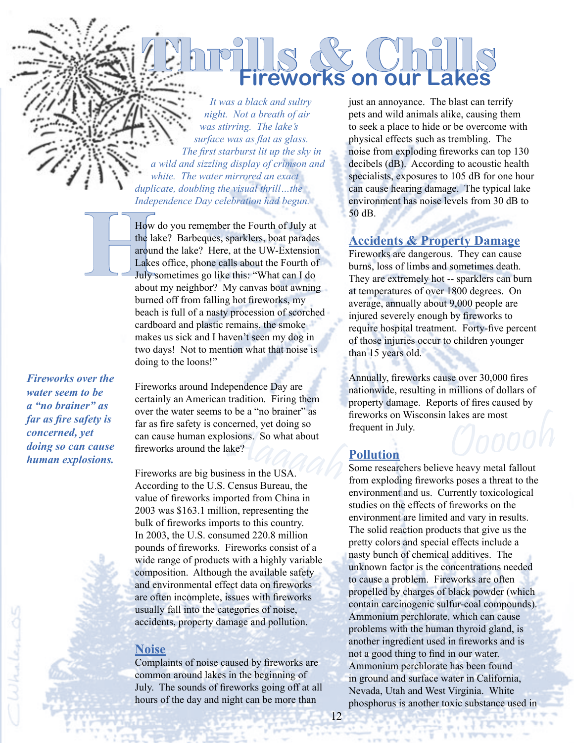# Thrills & Chills

## Fireworks on our Lakes

*It was a black and sultry night. Not a breath of air was stirring. The lake's surface was as flat as glass. The first starburst lit up the sky in a wild and sizzling display of crimson and white. The water mirrored an exact duplicate, doubling the visual thrill…the Independence Day celebration had begun.*

How do you remember the Fourth of July at the lake? Barbeques, sparklers, boat parades around the lake? Here, at the UW-Extension Lakes office, phone calls about the Fourth of July sometimes go like this: "What can I do about my neighbor? My canvas boat awning burned off from falling hot fireworks, my beach is full of a nasty procession of scorched cardboard and plastic remains, the smoke makes us sick and I haven't seen my dog in two days! Not to mention what that noise is doing to the loons!"

***Fireworks over the water seem to be a "no brainer" as far as fire safety is concerned, yet doing so can cause human explosions.***

Fireworks around Independence Day are certainly an American tradition. Firing them over the water seems to be a "no brainer" as far as fire safety is concerned, yet doing so can cause human explosions. So what about fireworks around the lake?

Fireworks are big business in the USA. According to the U.S. Census Bureau, the value of fireworks imported from China in 2003 was $163.1 million, representing the bulk of fireworks imports to this country. In 2003, the U.S. consumed 220.8 million pounds of fireworks. Fireworks consist of a wide range of products with a highly variable composition. Although the available safety and environmental effect data on fireworks are often incomplete, issues with fireworks usually fall into the categories of noise, accidents, property damage and pollution.

### Noise

Complaints of noise caused by fireworks are common around lakes in the beginning of July. The sounds of fireworks going off at all hours of the day and night can be more than just an annoyance. The blast can terrify pets and wild animals alike, causing them to seek a place to hide or be overcome with physical effects such as trembling. The noise from exploding fireworks can top 130 decibels (dB). According to acoustic health specialists, exposures to 105 dB for one hour can cause hearing damage. The typical lake environment has noise levels from 30 dB to 50 dB.

### Accidents & Property Damage

Fireworks are dangerous. They can cause burns, loss of limbs and sometimes death. They are extremely hot -- sparklers can burn at temperatures of over 1800 degrees. On average, annually about 9,000 people are injured severely enough by fireworks to require hospital treatment. Forty-five percent of those injuries occur to children younger than 15 years old.

Annually, fireworks cause over 30,000 fires nationwide, resulting in millions of dollars of property damage. Reports of fires caused by fireworks on Wisconsin lakes are most frequent in July.

### Pollution

Some researchers believe heavy metal fallout from exploding fireworks poses a threat to the environment and us. Currently toxicological studies on the effects of fireworks on the environment are limited and vary in results. The solid reaction products that give us the pretty colors and special effects include a nasty bunch of chemical additives. The unknown factor is the concentrations needed to cause a problem. Fireworks are often propelled by charges of black powder (which contain carcinogenic sulfur-coal compounds). Ammonium perchlorate, which can cause problems with the human thyroid gland, is another ingredient used in fireworks and is not a good thing to find in our water. Ammonium perchlorate has been found in ground and surface water in California, Nevada, Utah and West Virginia. White phosphorus is another toxic substance used in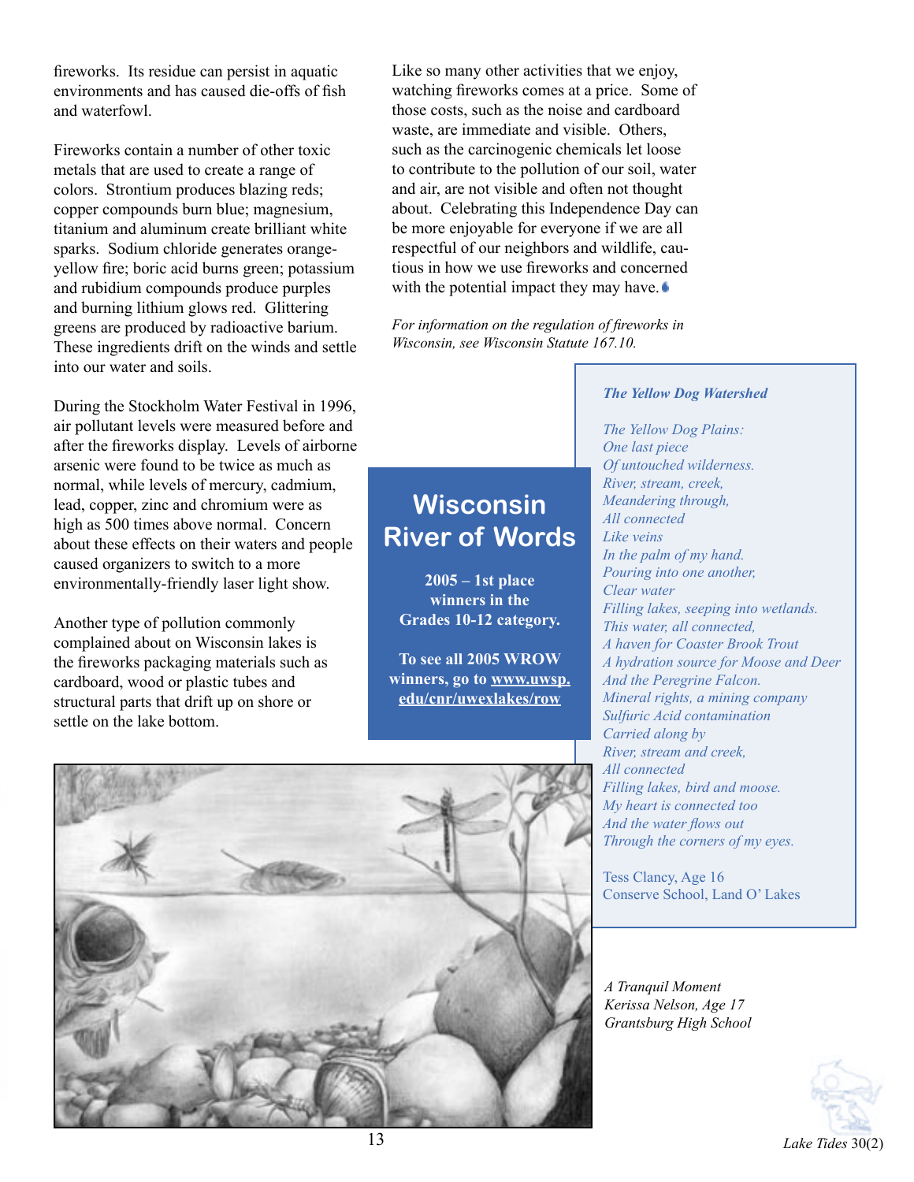fireworks. Its residue can persist in aquatic environments and has caused die-offs of fish and waterfowl.

Fireworks contain a number of other toxic metals that are used to create a range of colors. Strontium produces blazing reds; copper compounds burn blue; magnesium, titanium and aluminum create brilliant white sparks. Sodium chloride generates orange-yellow fire; boric acid burns green; potassium and rubidium compounds produce purples and burning lithium glows red. Glittering greens are produced by radioactive barium. These ingredients drift on the winds and settle into our water and soils.

During the Stockholm Water Festival in 1996, air pollutant levels were measured before and after the fireworks display. Levels of airborne arsenic were found to be twice as much as normal, while levels of mercury, cadmium, lead, copper, zinc and chromium were as high as 500 times above normal. Concern about these effects on their waters and people caused organizers to switch to a more environmentally-friendly laser light show.

Another type of pollution commonly complained about on Wisconsin lakes is the fireworks packaging materials such as cardboard, wood or plastic tubes and structural parts that drift up on shore or settle on the lake bottom.

Like so many other activities that we enjoy, watching fireworks comes at a price. Some of those costs, such as the noise and cardboard waste, are immediate and visible. Others, such as the carcinogenic chemicals let loose to contribute to the pollution of our soil, water and air, are not visible and often not thought about. Celebrating this Independence Day can be more enjoyable for everyone if we are all respectful of our neighbors and wildlife, cautious in how we use fireworks and concerned with the potential impact they may have.

*For information on the regulation of fireworks in Wisconsin, see Wisconsin Statute 167.10.*

## Wisconsin River of Words

**2005 – 1st place winners in the Grades 10-12 category.**

**To see all 2005 WROW winners, go to www.uwsp.edu/cnr/uwexlakes/row**

***The Yellow Dog Watershed***

*The Yellow Dog Plains:*
*One last piece*
*Of untouched wilderness.*
*River, stream, creek,*
*Meandering through,*
*All connected*
*Like veins*
*In the palm of my hand.*
*Pouring into one another,*
*Clear water*
*Filling lakes, seeping into wetlands.*
*This water, all connected,*
*A haven for Coaster Brook Trout*
*A hydration source for Moose and Deer*
*And the Peregrine Falcon.*
*Mineral rights, a mining company*
*Sulfuric Acid contamination*
*Carried along by*
*River, stream and creek,*
*All connected*
*Filling lakes, bird and moose.*
*My heart is connected too*
*And the water flows out*
*Through the corners of my eyes.*

Tess Clancy, Age 16
Conserve School, Land O' Lakes

*A Tranquil Moment*
*Kerissa Nelson, Age 17*
*Grantsburg High School*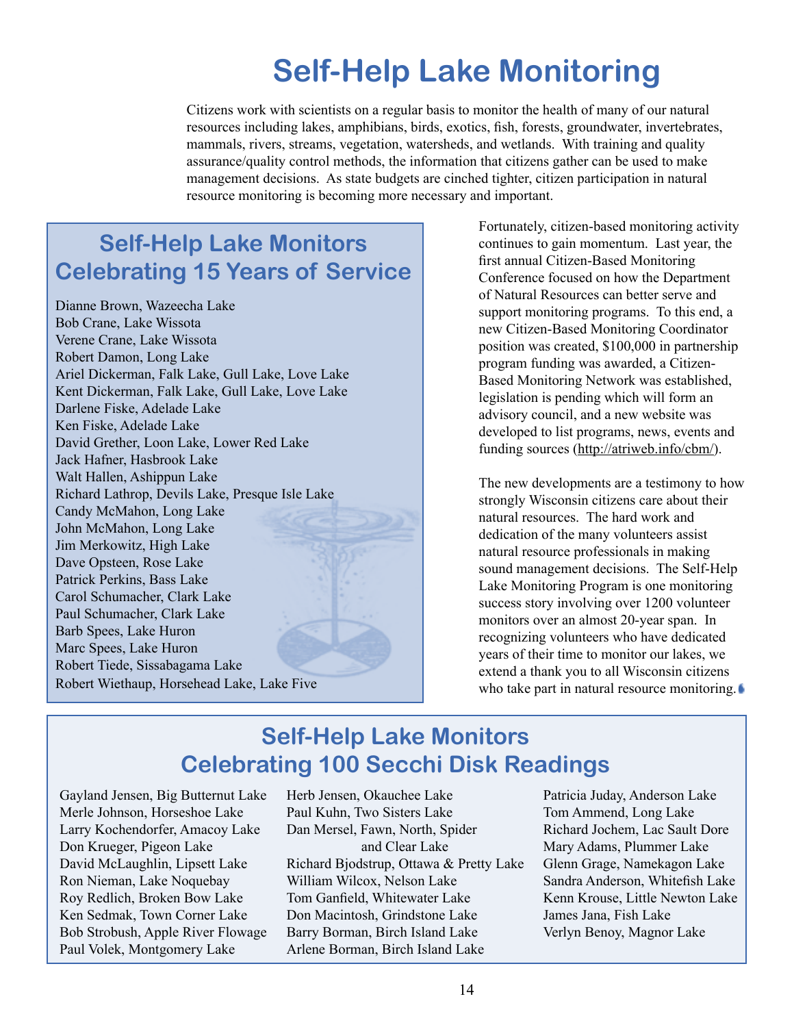# Self-Help Lake Monitoring

Citizens work with scientists on a regular basis to monitor the health of many of our natural resources including lakes, amphibians, birds, exotics, fish, forests, groundwater, invertebrates, mammals, rivers, streams, vegetation, watersheds, and wetlands. With training and quality assurance/quality control methods, the information that citizens gather can be used to make management decisions. As state budgets are cinched tighter, citizen participation in natural resource monitoring is becoming more necessary and important.

## Self-Help Lake Monitors Celebrating 15 Years of Service

Dianne Brown, Wazeecha Lake
Bob Crane, Lake Wissota
Verene Crane, Lake Wissota
Robert Damon, Long Lake
Ariel Dickerman, Falk Lake, Gull Lake, Love Lake
Kent Dickerman, Falk Lake, Gull Lake, Love Lake
Darlene Fiske, Adelade Lake
Ken Fiske, Adelade Lake
David Grether, Loon Lake, Lower Red Lake
Jack Hafner, Hasbrook Lake
Walt Hallen, Ashippun Lake
Richard Lathrop, Devils Lake, Presque Isle Lake
Candy McMahon, Long Lake
John McMahon, Long Lake
Jim Merkowitz, High Lake
Dave Opsteen, Rose Lake
Patrick Perkins, Bass Lake
Carol Schumacher, Clark Lake
Paul Schumacher, Clark Lake
Barb Spees, Lake Huron
Marc Spees, Lake Huron
Robert Tiede, Sissabagama Lake
Robert Wiethaup, Horsehead Lake, Lake Five

Fortunately, citizen-based monitoring activity continues to gain momentum. Last year, the first annual Citizen-Based Monitoring Conference focused on how the Department of Natural Resources can better serve and support monitoring programs. To this end, a new Citizen-Based Monitoring Coordinator position was created, $100,000 in partnership program funding was awarded, a Citizen-Based Monitoring Network was established, legislation is pending which will form an advisory council, and a new website was developed to list programs, news, events and funding sources (http://atriweb.info/cbm/).

The new developments are a testimony to how strongly Wisconsin citizens care about their natural resources. The hard work and dedication of the many volunteers assist natural resource professionals in making sound management decisions. The Self-Help Lake Monitoring Program is one monitoring success story involving over 1200 volunteer monitors over an almost 20-year span. In recognizing volunteers who have dedicated years of their time to monitor our lakes, we extend a thank you to all Wisconsin citizens who take part in natural resource monitoring.

## Self-Help Lake Monitors Celebrating 100 Secchi Disk Readings

Gayland Jensen, Big Butternut Lake
Merle Johnson, Horseshoe Lake
Larry Kochendorfer, Amacoy Lake
Don Krueger, Pigeon Lake
David McLaughlin, Lipsett Lake
Ron Nieman, Lake Noquebay
Roy Redlich, Broken Bow Lake
Ken Sedmak, Town Corner Lake
Bob Strobush, Apple River Flowage
Paul Volek, Montgomery Lake
Herb Jensen, Okauchee Lake
Paul Kuhn, Two Sisters Lake
Dan Mersel, Fawn, North, Spider and Clear Lake
Richard Bjodstrup, Ottawa & Pretty Lake
William Wilcox, Nelson Lake
Tom Ganfield, Whitewater Lake
Don Macintosh, Grindstone Lake
Barry Borman, Birch Island Lake
Arlene Borman, Birch Island Lake
Patricia Juday, Anderson Lake
Tom Ammend, Long Lake
Richard Jochem, Lac Sault Dore
Mary Adams, Plummer Lake
Glenn Grage, Namekagon Lake
Sandra Anderson, Whitefish Lake
Kenn Krouse, Little Newton Lake
James Jana, Fish Lake
Verlyn Benoy, Magnor Lake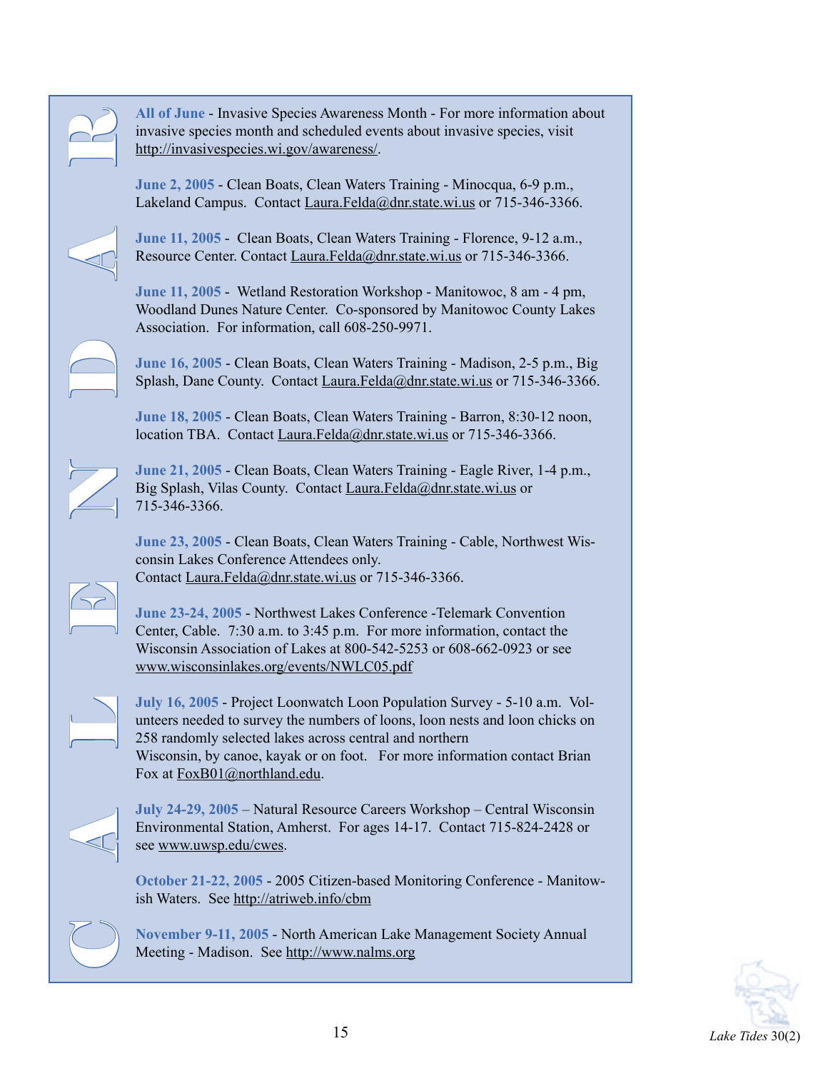# CALENDAR

**All of June** - Invasive Species Awareness Month - For more information about invasive species month and scheduled events about invasive species, visit http://invasivespecies.wi.gov/awareness/.

**June 2, 2005** - Clean Boats, Clean Waters Training - Minocqua, 6-9 p.m., Lakeland Campus. Contact Laura.Felda@dnr.state.wi.us or 715-346-3366.

**June 11, 2005** - Clean Boats, Clean Waters Training - Florence, 9-12 a.m., Resource Center. Contact Laura.Felda@dnr.state.wi.us or 715-346-3366.

**June 11, 2005** - Wetland Restoration Workshop - Manitowoc, 8 am - 4 pm, Woodland Dunes Nature Center. Co-sponsored by Manitowoc County Lakes Association. For information, call 608-250-9971.

**June 16, 2005** - Clean Boats, Clean Waters Training - Madison, 2-5 p.m., Big Splash, Dane County. Contact Laura.Felda@dnr.state.wi.us or 715-346-3366.

**June 18, 2005** - Clean Boats, Clean Waters Training - Barron, 8:30-12 noon, location TBA. Contact Laura.Felda@dnr.state.wi.us or 715-346-3366.

**June 21, 2005** - Clean Boats, Clean Waters Training - Eagle River, 1-4 p.m., Big Splash, Vilas County. Contact Laura.Felda@dnr.state.wi.us or 715-346-3366.

**June 23, 2005** - Clean Boats, Clean Waters Training - Cable, Northwest Wisconsin Lakes Conference Attendees only. Contact Laura.Felda@dnr.state.wi.us or 715-346-3366.

**June 23-24, 2005** - Northwest Lakes Conference -Telemark Convention Center, Cable. 7:30 a.m. to 3:45 p.m. For more information, contact the Wisconsin Association of Lakes at 800-542-5253 or 608-662-0923 or see www.wisconsinlakes.org/events/NWLC05.pdf

**July 16, 2005** - Project Loonwatch Loon Population Survey - 5-10 a.m. Volunteers needed to survey the numbers of loons, loon nests and loon chicks on 258 randomly selected lakes across central and northern Wisconsin, by canoe, kayak or on foot. For more information contact Brian Fox at FoxB01@northland.edu.

**July 24-29, 2005** – Natural Resource Careers Workshop – Central Wisconsin Environmental Station, Amherst. For ages 14-17. Contact 715-824-2428 or see www.uwsp.edu/cwes.

**October 21-22, 2005** - 2005 Citizen-based Monitoring Conference - Manitowish Waters. See http://atriweb.info/cbm

**November 9-11, 2005** - North American Lake Management Society Annual Meeting - Madison. See http://www.nalms.org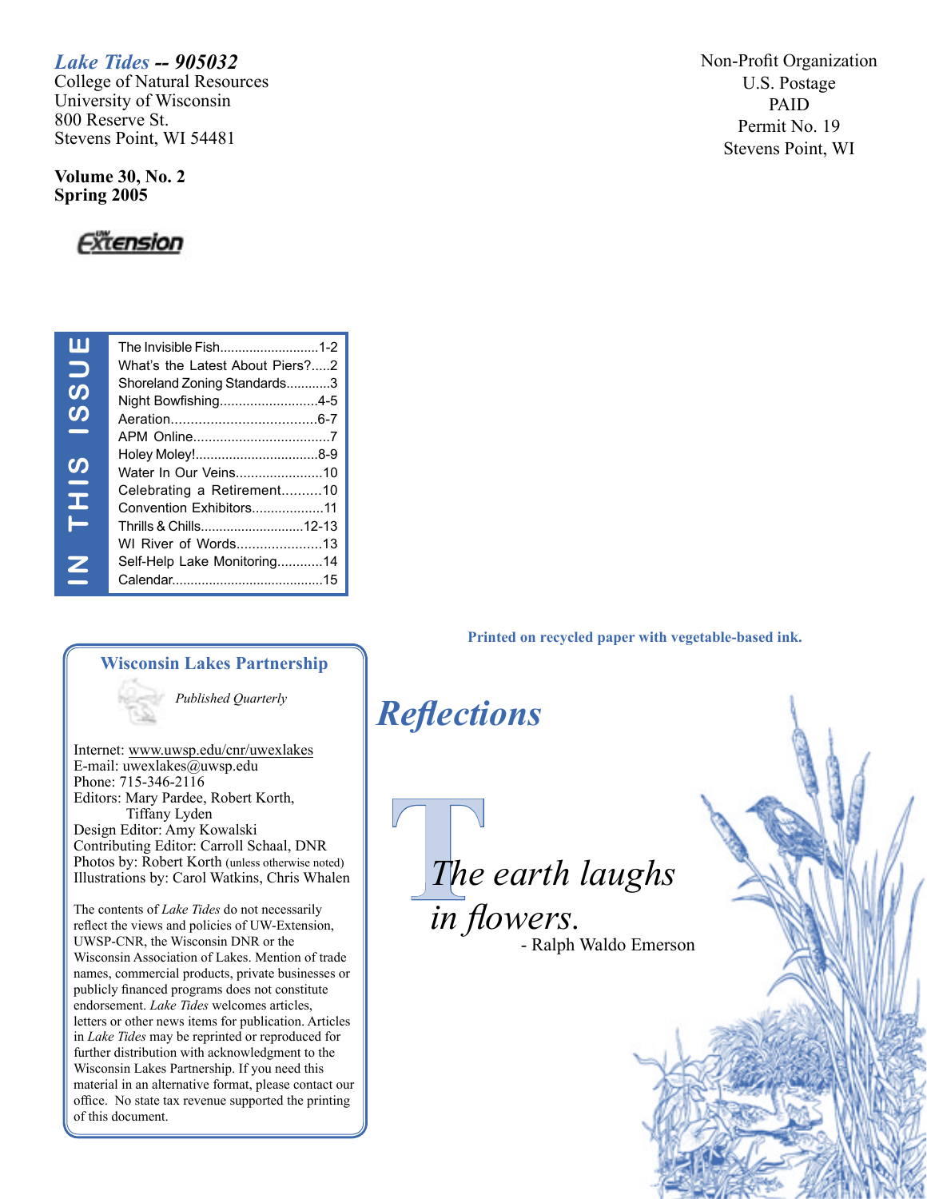*Lake Tides* -- *905032*
College of Natural Resources
University of Wisconsin
800 Reserve St.
Stevens Point, WI 54481

**Volume 30, No. 2**
**Spring 2005**

Non-Profit Organization
U.S. Postage
PAID
Permit No. 19
Stevens Point, WI

## IN THIS ISSUE

- The Invisible Fish..........1-2
- What's the Latest About Piers?.....2
- Shoreland Zoning Standards...........3
- Night Bowfishing..........4-5
- Aeration..........6-7
- APM Online..........7
- Holey Moley!..........8-9
- Water In Our Veins..........10
- Celebrating a Retirement..........10
- Convention Exhibitors..........11
- Thrills & Chills..........12-13
- WI River of Words..........13
- Self-Help Lake Monitoring..........14
- Calendar..........15

**Printed on recycled paper with vegetable-based ink.**

### Wisconsin Lakes Partnership

*Published Quarterly*

Internet: www.uwsp.edu/cnr/uwexlakes
E-mail: uwexlakes@uwsp.edu
Phone: 715-346-2116
Editors: Mary Pardee, Robert Korth, Tiffany Lyden
Design Editor: Amy Kowalski
Contributing Editor: Carroll Schaal, DNR
Photos by: Robert Korth (unless otherwise noted)
Illustrations by: Carol Watkins, Chris Whalen

The contents of *Lake Tides* do not necessarily reflect the views and policies of UW-Extension, UWSP-CNR, the Wisconsin DNR or the Wisconsin Association of Lakes. Mention of trade names, commercial products, private businesses or publicly financed programs does not constitute endorsement. *Lake Tides* welcomes articles, letters or other news items for publication. Articles in *Lake Tides* may be reprinted or reproduced for further distribution with acknowledgment to the Wisconsin Lakes Partnership. If you need this material in an alternative format, please contact our office. No state tax revenue supported the printing of this document.

## *Reflections*

*The earth laughs in flowers.*

- Ralph Waldo Emerson